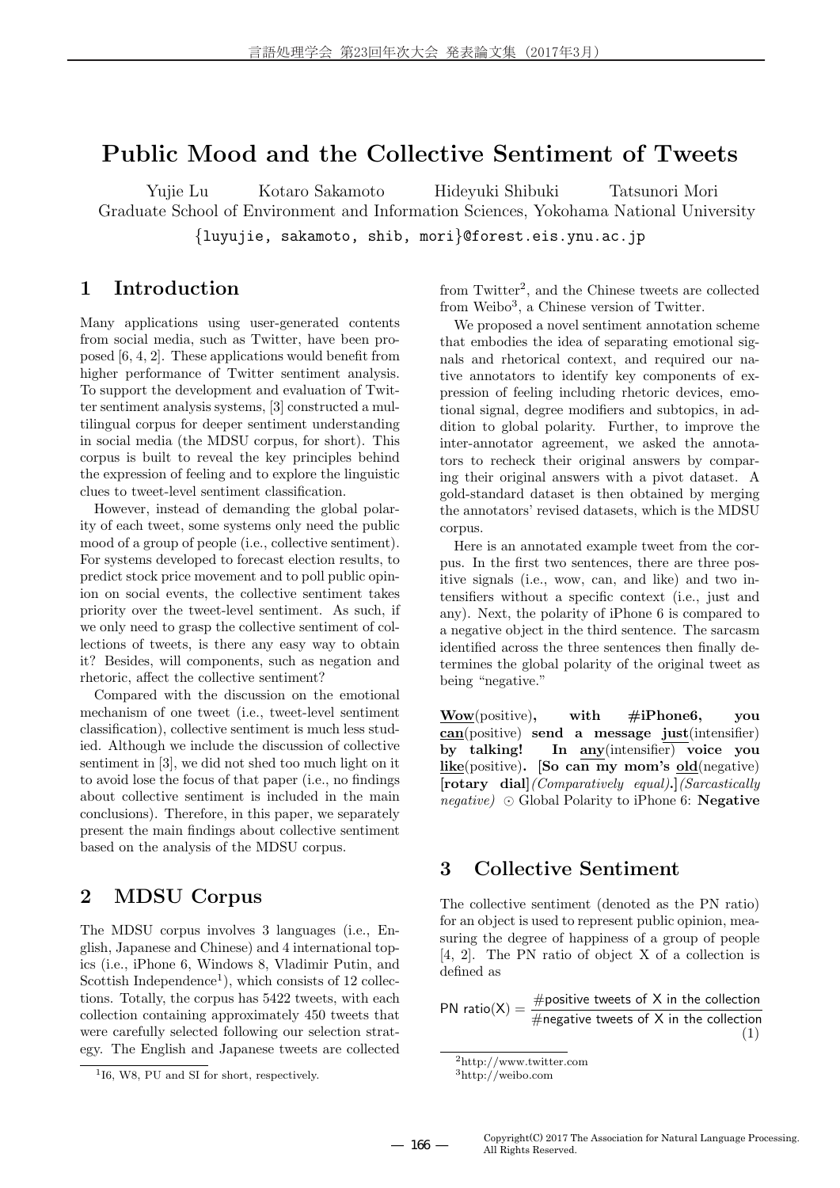# Public Mood and the Collective Sentiment of Tweets

Yujie Lu Kotaro Sakamoto Hideyuki Shibuki Tatsunori Mori

Graduate School of Environment and Information Sciences, Yokohama National University

{luyujie, sakamoto, shib, mori}@forest.eis.ynu.ac.jp

## 1 Introduction

Many applications using user-generated contents from social media, such as Twitter, have been proposed [6, 4, 2]. These applications would benefit from higher performance of Twitter sentiment analysis. To support the development and evaluation of Twitter sentiment analysis systems, [3] constructed a multilingual corpus for deeper sentiment understanding in social media (the MDSU corpus, for short). This corpus is built to reveal the key principles behind the expression of feeling and to explore the linguistic clues to tweet-level sentiment classification.

However, instead of demanding the global polarity of each tweet, some systems only need the public mood of a group of people (i.e., collective sentiment). For systems developed to forecast election results, to predict stock price movement and to poll public opinion on social events, the collective sentiment takes priority over the tweet-level sentiment. As such, if we only need to grasp the collective sentiment of collections of tweets, is there any easy way to obtain it? Besides, will components, such as negation and rhetoric, affect the collective sentiment?

Compared with the discussion on the emotional mechanism of one tweet (i.e., tweet-level sentiment classification), collective sentiment is much less studied. Although we include the discussion of collective sentiment in [3], we did not shed too much light on it to avoid lose the focus of that paper (i.e., no findings about collective sentiment is included in the main conclusions). Therefore, in this paper, we separately present the main findings about collective sentiment based on the analysis of the MDSU corpus.

## 2 MDSU Corpus

The MDSU corpus involves 3 languages (i.e., English, Japanese and Chinese) and 4 international topics (i.e., iPhone 6, Windows 8, Vladimir Putin, and Scottish Independence[1]), which consists of 12 collections. Totally, the corpus has 5422 tweets, with each collection containing approximately 450 tweets that were carefully selected following our selection strategy. The English and Japanese tweets are collected from Twitter[2], and the Chinese tweets are collected from Weibo[3], a Chinese version of Twitter.

We proposed a novel sentiment annotation scheme that embodies the idea of separating emotional signals and rhetorical context, and required our native annotators to identify key components of expression of feeling including rhetoric devices, emotional signal, degree modifiers and subtopics, in addition to global polarity. Further, to improve the inter-annotator agreement, we asked the annotators to recheck their original answers by comparing their original answers with a pivot dataset. A gold-standard dataset is then obtained by merging the annotators' revised datasets, which is the MDSU corpus.

Here is an annotated example tweet from the corpus. In the first two sentences, there are three positive signals (i.e., wow, can, and like) and two intensifiers without a specific context (i.e., just and any). Next, the polarity of iPhone 6 is compared to a negative object in the third sentence. The sarcasm identified across the three sentences then finally determines the global polarity of the original tweet as being "negative."

**Wow**(positive)**, with #iPhone6, you can**(positive) **send a message just**(intensifier) **by talking! In any**(intensifier) **voice you like**(positive)**.** [**So can my mom's old**(negative) [**rotary dial**]*(Comparatively equal)*.]*(Sarcastically negative)* ⊙ Global Polarity to iPhone 6: **Negative**

## 3 Collective Sentiment

The collective sentiment (denoted as the PN ratio) for an object is used to represent public opinion, measuring the degree of happiness of a group of people [4, 2]. The PN ratio of object X of a collection is defined as

$$\text{PN ratio(X)} = \frac{\#\text{positive tweets of X in the collection}}{\#\text{negative tweets of X in the collection}} \tag{1}$$

[1] I6, W8, PU and SI for short, respectively.

[2] http://www.twitter.com

[3] http://weibo.com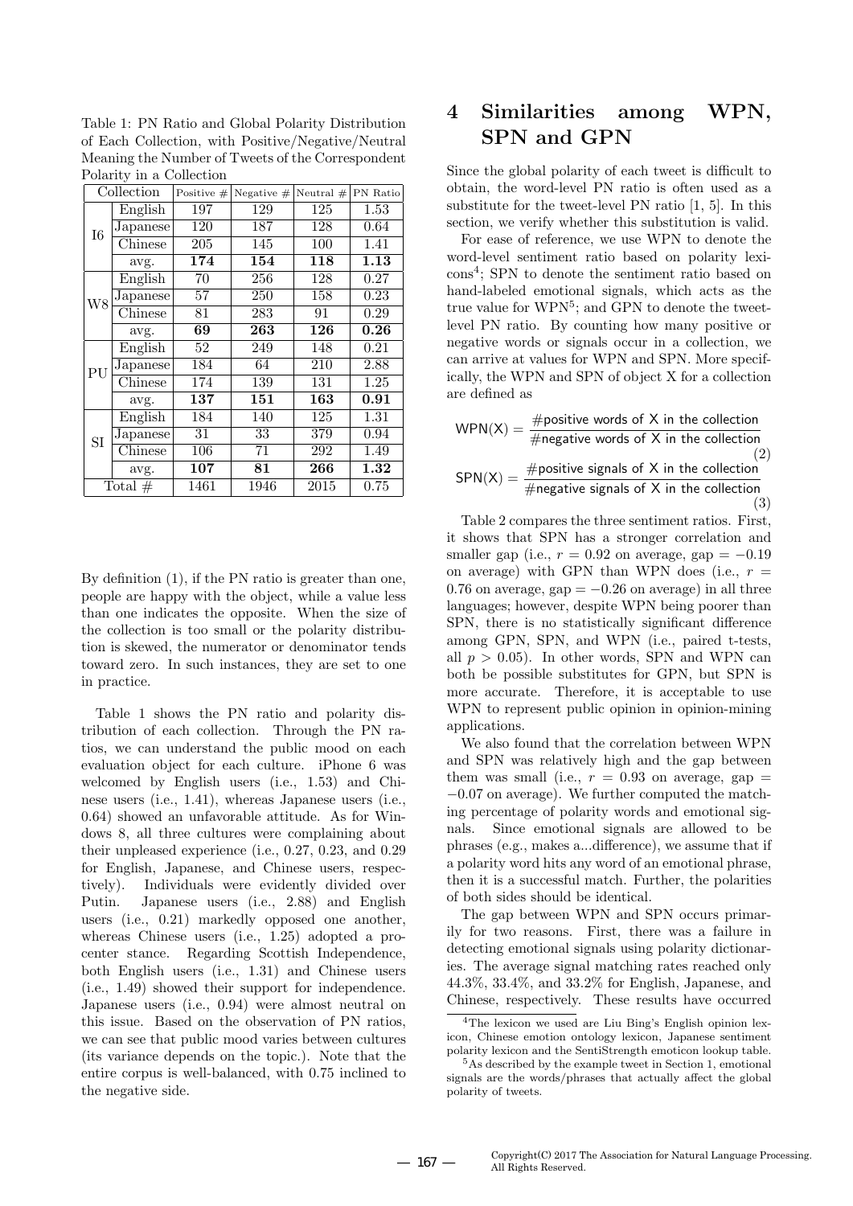Table 1: PN Ratio and Global Polarity Distribution of Each Collection, with Positive/Negative/Neutral Meaning the Number of Tweets of the Correspondent Polarity in a Collection

| Collection | | Positive # | Negative # | Neutral # | PN Ratio |
|---|---|---|---|---|---|
| I6 | English | 197 | 129 | 125 | 1.53 |
| | Japanese | 120 | 187 | 128 | 0.64 |
| | Chinese | 205 | 145 | 100 | 1.41 |
| | avg. | **174** | **154** | **118** | **1.13** |
| W8 | English | 70 | 256 | 128 | 0.27 |
| | Japanese | 57 | 250 | 158 | 0.23 |
| | Chinese | 81 | 283 | 91 | 0.29 |
| | avg. | **69** | **263** | **126** | **0.26** |
| PU | English | 52 | 249 | 148 | 0.21 |
| | Japanese | 184 | 64 | 210 | 2.88 |
| | Chinese | 174 | 139 | 131 | 1.25 |
| | avg. | **137** | **151** | **163** | **0.91** |
| SI | English | 184 | 140 | 125 | 1.31 |
| | Japanese | 31 | 33 | 379 | 0.94 |
| | Chinese | 106 | 71 | 292 | 1.49 |
| | avg. | **107** | **81** | **266** | **1.32** |
| Total # | | 1461 | 1946 | 2015 | 0.75 |

By definition (1), if the PN ratio is greater than one, people are happy with the object, while a value less than one indicates the opposite. When the size of the collection is too small or the polarity distribution is skewed, the numerator or denominator tends toward zero. In such instances, they are set to one in practice.

Table 1 shows the PN ratio and polarity distribution of each collection. Through the PN ratios, we can understand the public mood on each evaluation object for each culture. iPhone 6 was welcomed by English users (i.e., 1.53) and Chinese users (i.e., 1.41), whereas Japanese users (i.e., 0.64) showed an unfavorable attitude. As for Windows 8, all three cultures were complaining about their unpleased experience (i.e., 0.27, 0.23, and 0.29 for English, Japanese, and Chinese users, respectively). Individuals were evidently divided over Putin. Japanese users (i.e., 2.88) and English users (i.e., 0.21) markedly opposed one another, whereas Chinese users (i.e., 1.25) adopted a pro-center stance. Regarding Scottish Independence, both English users (i.e., 1.31) and Chinese users (i.e., 1.49) showed their support for independence. Japanese users (i.e., 0.94) were almost neutral on this issue. Based on the observation of PN ratios, we can see that public mood varies between cultures (its variance depends on the topic.). Note that the entire corpus is well-balanced, with 0.75 inclined to the negative side.

# 4 Similarities among WPN, SPN and GPN

Since the global polarity of each tweet is difficult to obtain, the word-level PN ratio is often used as a substitute for the tweet-level PN ratio [1, 5]. In this section, we verify whether this substitution is valid.

For ease of reference, we use WPN to denote the word-level sentiment ratio based on polarity lexicons[4]; SPN to denote the sentiment ratio based on hand-labeled emotional signals, which acts as the true value for WPN[5]; and GPN to denote the tweet-level PN ratio. By counting how many positive or negative words or signals occur in a collection, we can arrive at values for WPN and SPN. More specifically, the WPN and SPN of object X for a collection are defined as

$$\mathsf{WPN(X)} = \frac{\#\text{positive words of X in the collection}}{\#\text{negative words of X in the collection}} \tag{2}$$

$$\mathsf{SPN(X)} = \frac{\#\text{positive signals of X in the collection}}{\#\text{negative signals of X in the collection}} \tag{3}$$

Table 2 compares the three sentiment ratios. First, it shows that SPN has a stronger correlation and smaller gap (i.e., $r = 0.92$ on average, gap $= -0.19$ on average) with GPN than WPN does (i.e., $r = 0.76$ on average, gap $= -0.26$ on average) in all three languages; however, despite WPN being poorer than SPN, there is no statistically significant difference among GPN, SPN, and WPN (i.e., paired t-tests, all $p > 0.05$). In other words, SPN and WPN can both be possible substitutes for GPN, but SPN is more accurate. Therefore, it is acceptable to use WPN to represent public opinion in opinion-mining applications.

We also found that the correlation between WPN and SPN was relatively high and the gap between them was small (i.e., $r = 0.93$ on average, gap $= -0.07$ on average). We further computed the matching percentage of polarity words and emotional signals. Since emotional signals are allowed to be phrases (e.g., makes a...difference), we assume that if a polarity word hits any word of an emotional phrase, then it is a successful match. Further, the polarities of both sides should be identical.

The gap between WPN and SPN occurs primarily for two reasons. First, there was a failure in detecting emotional signals using polarity dictionaries. The average signal matching rates reached only 44.3%, 33.4%, and 33.2% for English, Japanese, and Chinese, respectively. These results have occurred

[4] The lexicon we used are Liu Bing's English opinion lexicon, Chinese emotion ontology lexicon, Japanese sentiment polarity lexicon and the SentiStrength emoticon lookup table.

[5] As described by the example tweet in Section 1, emotional signals are the words/phrases that actually affect the global polarity of tweets.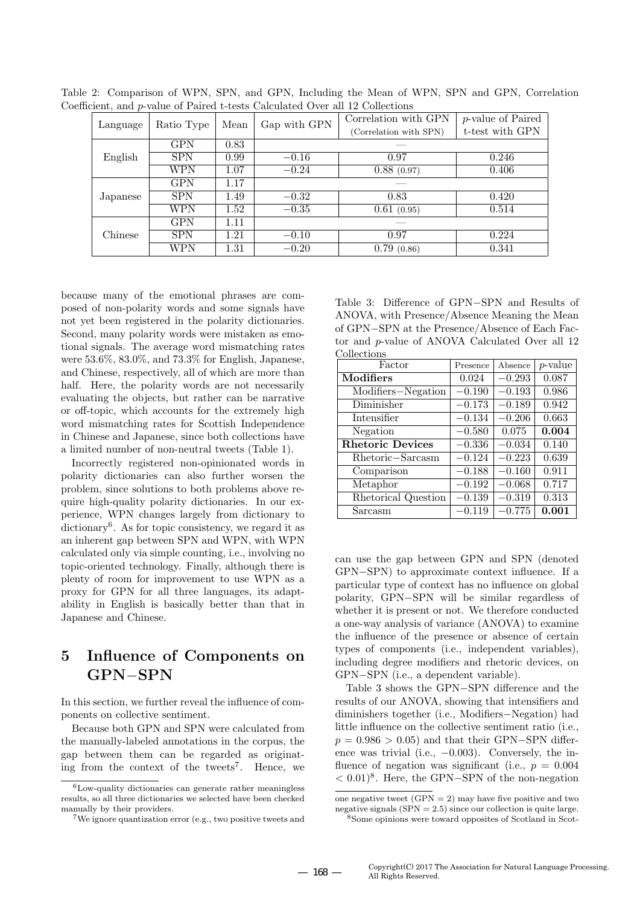Table 2: Comparison of WPN, SPN, and GPN, Including the Mean of WPN, SPN and GPN, Correlation Coefficient, and $p$-value of Paired t-tests Calculated Over all 12 Collections

| Language | Ratio Type | Mean | Gap with GPN | Correlation with GPN (Correlation with SPN) | $p$-value of Paired t-test with GPN |
|---|---|---|---|---|---|
| English | GPN | 0.83 | — | | |
| | SPN | 0.99 | $-0.16$ | 0.97 | 0.246 |
| | WPN | 1.07 | $-0.24$ | 0.88 (0.97) | 0.406 |
| Japanese | GPN | 1.17 | — | | |
| | SPN | 1.49 | $-0.32$ | 0.83 | 0.420 |
| | WPN | 1.52 | $-0.35$ | 0.61 (0.95) | 0.514 |
| Chinese | GPN | 1.11 | — | | |
| | SPN | 1.21 | $-0.10$ | 0.97 | 0.224 |
| | WPN | 1.31 | $-0.20$ | 0.79 (0.86) | 0.341 |

because many of the emotional phrases are composed of non-polarity words and some signals have not yet been registered in the polarity dictionaries. Second, many polarity words were mistaken as emotional signals. The average word mismatching rates were 53.6%, 83.0%, and 73.3% for English, Japanese, and Chinese, respectively, all of which are more than half. Here, the polarity words are not necessarily evaluating the objects, but rather can be narrative or off-topic, which accounts for the extremely high word mismatching rates for Scottish Independence in Chinese and Japanese, since both collections have a limited number of non-neutral tweets (Table 1).

Incorrectly registered non-opinionated words in polarity dictionaries can also further worsen the problem, since solutions to both problems above require high-quality polarity dictionaries. In our experience, WPN changes largely from dictionary to dictionary[6]. As for topic consistency, we regard it as an inherent gap between SPN and WPN, with WPN calculated only via simple counting, i.e., involving no topic-oriented technology. Finally, although there is plenty of room for improvement to use WPN as a proxy for GPN for all three languages, its adaptability in English is basically better than that in Japanese and Chinese.

## 5 Influence of Components on GPN−SPN

In this section, we further reveal the influence of components on collective sentiment.

Because both GPN and SPN were calculated from the manually-labeled annotations in the corpus, the gap between them can be regarded as originating from the context of the tweets[7]. Hence, we can use the gap between GPN and SPN (denoted GPN−SPN) to approximate context influence. If a particular type of context has no influence on global polarity, GPN−SPN will be similar regardless of whether it is present or not. We therefore conducted a one-way analysis of variance (ANOVA) to examine the influence of the presence or absence of certain types of components (i.e., independent variables), including degree modifiers and rhetoric devices, on GPN−SPN (i.e., a dependent variable).

Table 3: Difference of GPN−SPN and Results of ANOVA, with Presence/Absence Meaning the Mean of GPN−SPN at the Presence/Absence of Each Factor and $p$-value of ANOVA Calculated Over all 12 Collections

| Factor | Presence | Absence | $p$-value |
|---|---|---|---|
| **Modifiers** | 0.024 | $-0.293$ | 0.087 |
| Modifiers−Negation | $-0.190$ | $-0.193$ | 0.986 |
| Diminisher | $-0.173$ | $-0.189$ | 0.942 |
| Intensifier | $-0.134$ | $-0.206$ | 0.663 |
| Negation | $-0.580$ | 0.075 | **0.004** |
| **Rhetoric Devices** | $-0.336$ | $-0.034$ | 0.140 |
| Rhetoric−Sarcasm | $-0.124$ | $-0.223$ | 0.639 |
| Comparison | $-0.188$ | $-0.160$ | 0.911 |
| Metaphor | $-0.192$ | $-0.068$ | 0.717 |
| Rhetorical Question | $-0.139$ | $-0.319$ | 0.313 |
| Sarcasm | $-0.119$ | $-0.775$ | **0.001** |

Table 3 shows the GPN−SPN difference and the results of our ANOVA, showing that intensifiers and diminishers together (i.e., Modifiers−Negation) had little influence on the collective sentiment ratio (i.e., $p = 0.986 > 0.05$) and that their GPN−SPN difference was trivial (i.e., $-0.003$). Conversely, the influence of negation was significant (i.e., $p = 0.004 < 0.01$)[8]. Here, the GPN−SPN of the non-negation

[6] Low-quality dictionaries can generate rather meaningless results, so all three dictionaries we selected have been checked manually by their providers.

[7] We ignore quantization error (e.g., two positive tweets and one negative tweet (GPN = 2) may have five positive and two negative signals (SPN = 2.5) since our collection is quite large.

[8] Some opinions were toward opposites of Scotland in Scot-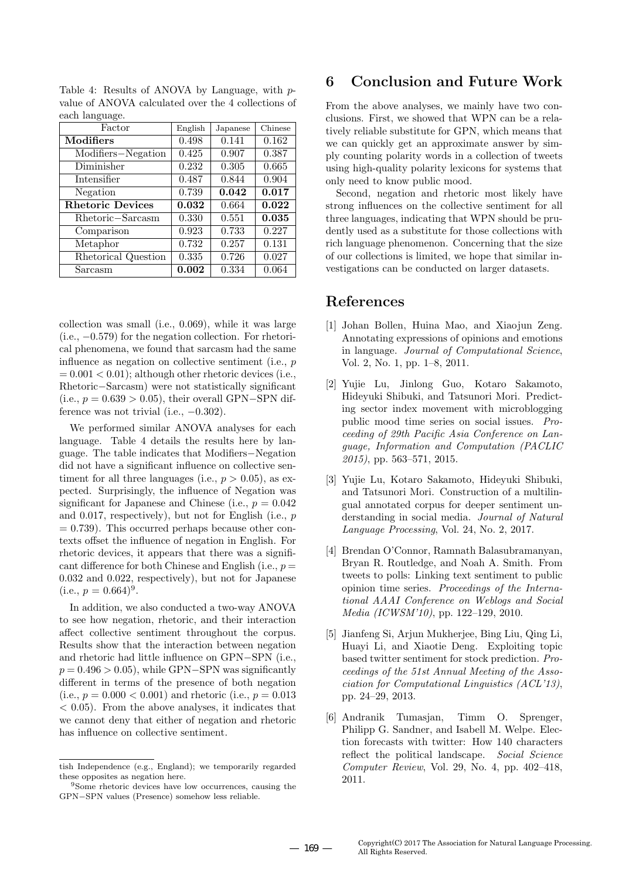Table 4: Results of ANOVA by Language, with $p$-value of ANOVA calculated over the 4 collections of each language.

| Factor | English | Japanese | Chinese |
|---|---|---|---|
| **Modifiers** | 0.498 | 0.141 | 0.162 |
| Modifiers−Negation | 0.425 | 0.907 | 0.387 |
| Diminisher | 0.232 | 0.305 | 0.665 |
| Intensifier | 0.487 | 0.844 | 0.904 |
| Negation | 0.739 | **0.042** | **0.017** |
| **Rhetoric Devices** | **0.032** | 0.664 | **0.022** |
| Rhetoric−Sarcasm | 0.330 | 0.551 | **0.035** |
| Comparison | 0.923 | 0.733 | 0.227 |
| Metaphor | 0.732 | 0.257 | 0.131 |
| Rhetorical Question | 0.335 | 0.726 | 0.027 |
| Sarcasm | **0.002** | 0.334 | 0.064 |

collection was small (i.e., 0.069), while it was large (i.e., −0.579) for the negation collection. For rhetorical phenomena, we found that sarcasm had the same influence as negation on collective sentiment (i.e., $p = 0.001 < 0.01$); although other rhetoric devices (i.e., Rhetoric−Sarcasm) were not statistically significant (i.e., $p = 0.639 > 0.05$), their overall GPN−SPN difference was not trivial (i.e., −0.302).

We performed similar ANOVA analyses for each language. Table 4 details the results here by language. The table indicates that Modifiers−Negation did not have a significant influence on collective sentiment for all three languages (i.e., $p > 0.05$), as expected. Surprisingly, the influence of Negation was significant for Japanese and Chinese (i.e., $p = 0.042$ and 0.017, respectively), but not for English (i.e., $p = 0.739$). This occurred perhaps because other contexts offset the influence of negation in English. For rhetoric devices, it appears that there was a significant difference for both Chinese and English (i.e., $p =$ 0.032 and 0.022, respectively), but not for Japanese (i.e., $p = 0.664$)[9].

In addition, we also conducted a two-way ANOVA to see how negation, rhetoric, and their interaction affect collective sentiment throughout the corpus. Results show that the interaction between negation and rhetoric had little influence on GPN−SPN (i.e., $p = 0.496 > 0.05$), while GPN−SPN was significantly different in terms of the presence of both negation (i.e., $p = 0.000 < 0.001$) and rhetoric (i.e., $p = 0.013 < 0.05$). From the above analyses, it indicates that we cannot deny that either of negation and rhetoric has influence on collective sentiment.

tish Independence (e.g., England); we temporarily regarded these opposites as negation here.

[9] Some rhetoric devices have low occurrences, causing the GPN−SPN values (Presence) somehow less reliable.

## 6 Conclusion and Future Work

From the above analyses, we mainly have two conclusions. First, we showed that WPN can be a relatively reliable substitute for GPN, which means that we can quickly get an approximate answer by simply counting polarity words in a collection of tweets using high-quality polarity lexicons for systems that only need to know public mood.

Second, negation and rhetoric most likely have strong influences on the collective sentiment for all three languages, indicating that WPN should be prudently used as a substitute for those collections with rich language phenomenon. Concerning that the size of our collections is limited, we hope that similar investigations can be conducted on larger datasets.

## References

[1] Johan Bollen, Huina Mao, and Xiaojun Zeng. Annotating expressions of opinions and emotions in language. *Journal of Computational Science*, Vol. 2, No. 1, pp. 1–8, 2011.

[2] Yujie Lu, Jinlong Guo, Kotaro Sakamoto, Hideyuki Shibuki, and Tatsunori Mori. Predicting sector index movement with microblogging public mood time series on social issues. *Proceeding of 29th Pacific Asia Conference on Language, Information and Computation (PACLIC 2015)*, pp. 563–571, 2015.

[3] Yujie Lu, Kotaro Sakamoto, Hideyuki Shibuki, and Tatsunori Mori. Construction of a multilingual annotated corpus for deeper sentiment understanding in social media. *Journal of Natural Language Processing*, Vol. 24, No. 2, 2017.

[4] Brendan O'Connor, Ramnath Balasubramanyan, Bryan R. Routledge, and Noah A. Smith. From tweets to polls: Linking text sentiment to public opinion time series. *Proceedings of the International AAAI Conference on Weblogs and Social Media (ICWSM'10)*, pp. 122–129, 2010.

[5] Jianfeng Si, Arjun Mukherjee, Bing Liu, Qing Li, Huayi Li, and Xiaotie Deng. Exploiting topic based twitter sentiment for stock prediction. *Proceedings of the 51st Annual Meeting of the Association for Computational Linguistics (ACL'13)*, pp. 24–29, 2013.

[6] Andranik Tumasjan, Timm O. Sprenger, Philipp G. Sandner, and Isabell M. Welpe. Election forecasts with twitter: How 140 characters reflect the political landscape. *Social Science Computer Review*, Vol. 29, No. 4, pp. 402–418, 2011.